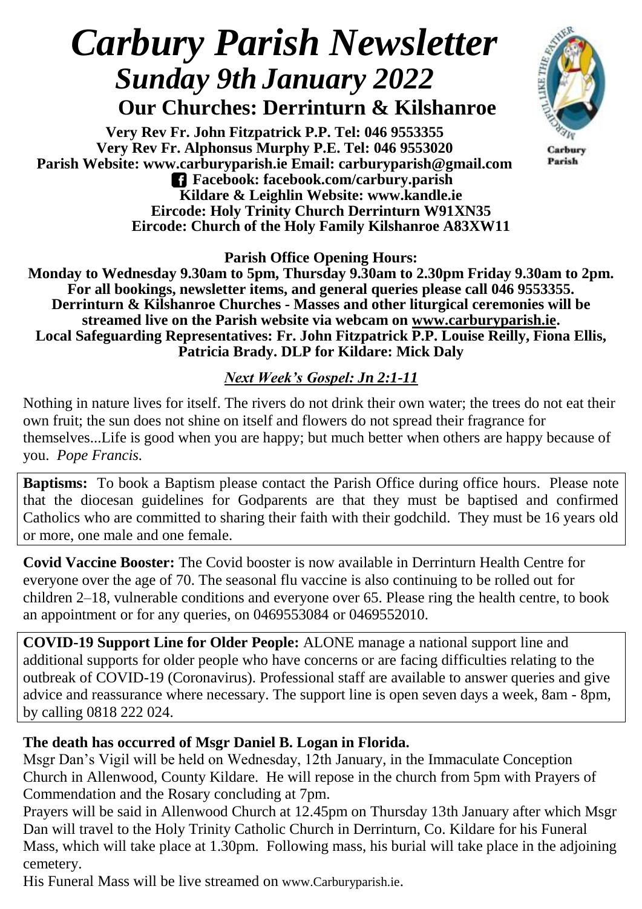# *Carbury Parish Newsletter*
## *Sunday 9th January 2022*
### Our Churches: Derrinturn & Kilshanroe

Carbury Parish

**Very Rev Fr. John Fitzpatrick P.P. Tel: 046 9553355**
**Very Rev Fr. Alphonsus Murphy P.E. Tel: 046 9553020**
**Parish Website: www.carburyparish.ie Email: carburyparish@gmail.com**
**Facebook: facebook.com/carbury.parish**
**Kildare & Leighlin Website: www.kandle.ie**
**Eircode: Holy Trinity Church Derrinturn W91XN35**
**Eircode: Church of the Holy Family Kilshanroe A83XW11**

**Parish Office Opening Hours:**
**Monday to Wednesday 9.30am to 5pm, Thursday 9.30am to 2.30pm Friday 9.30am to 2pm. For all bookings, newsletter items, and general queries please call 046 9553355. Derrinturn & Kilshanroe Churches - Masses and other liturgical ceremonies will be streamed live on the Parish website via webcam on www.carburyparish.ie. Local Safeguarding Representatives: Fr. John Fitzpatrick P.P. Louise Reilly, Fiona Ellis, Patricia Brady. DLP for Kildare: Mick Daly**

***Next Week's Gospel: Jn 2:1-11***

Nothing in nature lives for itself. The rivers do not drink their own water; the trees do not eat their own fruit; the sun does not shine on itself and flowers do not spread their fragrance for themselves...Life is good when you are happy; but much better when others are happy because of you. *Pope Francis.*

**Baptisms:** To book a Baptism please contact the Parish Office during office hours. Please note that the diocesan guidelines for Godparents are that they must be baptised and confirmed Catholics who are committed to sharing their faith with their godchild. They must be 16 years old or more, one male and one female.

**Covid Vaccine Booster:** The Covid booster is now available in Derrinturn Health Centre for everyone over the age of 70. The seasonal flu vaccine is also continuing to be rolled out for children 2–18, vulnerable conditions and everyone over 65. Please ring the health centre, to book an appointment or for any queries, on 0469553084 or 0469552010.

**COVID-19 Support Line for Older People:** ALONE manage a national support line and additional supports for older people who have concerns or are facing difficulties relating to the outbreak of COVID-19 (Coronavirus). Professional staff are available to answer queries and give advice and reassurance where necessary. The support line is open seven days a week, 8am - 8pm, by calling 0818 222 024.

**The death has occurred of Msgr Daniel B. Logan in Florida.**

Msgr Dan's Vigil will be held on Wednesday, 12th January, in the Immaculate Conception Church in Allenwood, County Kildare. He will repose in the church from 5pm with Prayers of Commendation and the Rosary concluding at 7pm.

Prayers will be said in Allenwood Church at 12.45pm on Thursday 13th January after which Msgr Dan will travel to the Holy Trinity Catholic Church in Derrinturn, Co. Kildare for his Funeral Mass, which will take place at 1.30pm. Following mass, his burial will take place in the adjoining cemetery.

His Funeral Mass will be live streamed on www.Carburyparish.ie.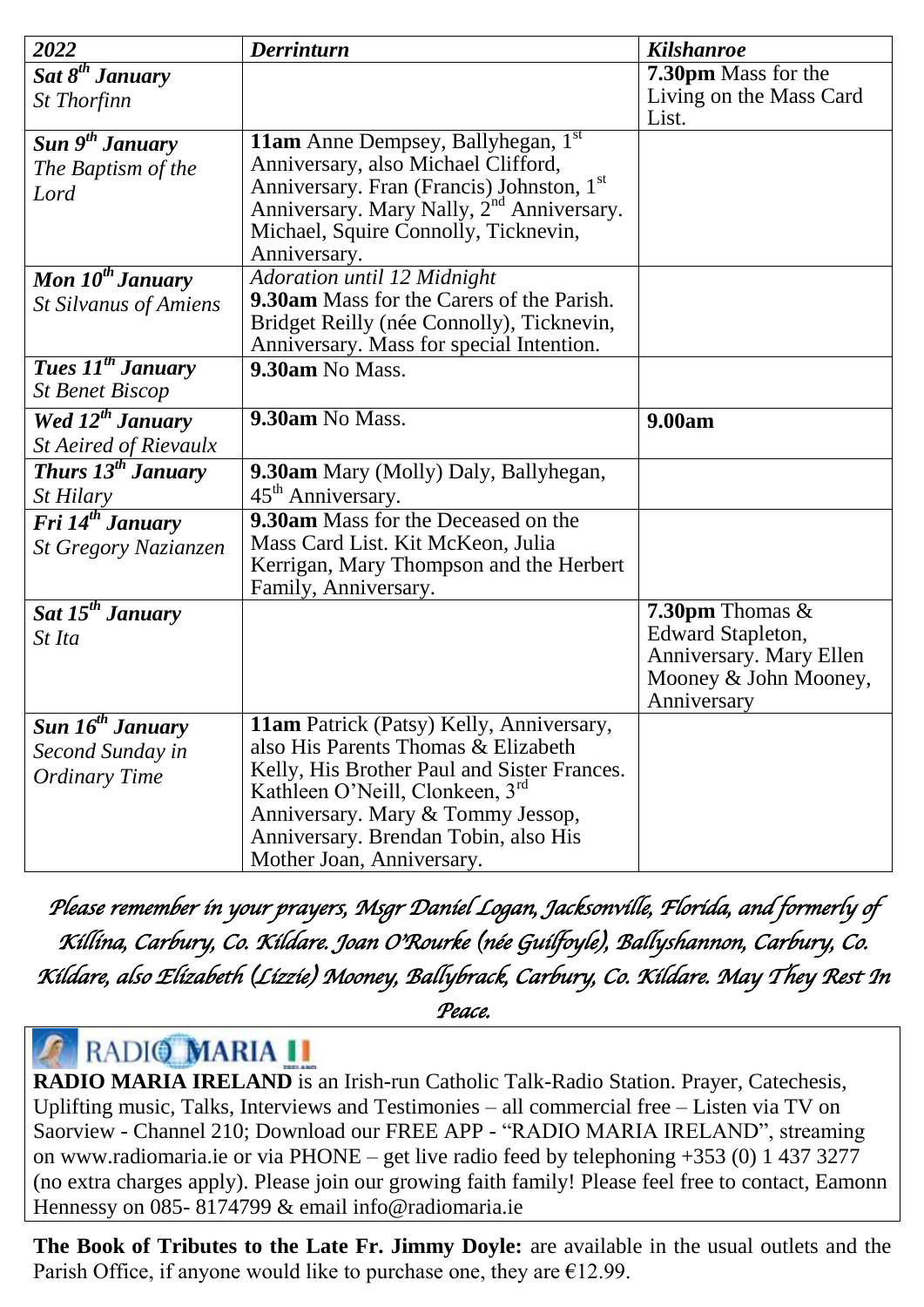| *2022* | *Derrinturn* | *Kilshanroe* |
| --- | --- | --- |
| ***Sat 8th January*** *St Thorfinn* | | **7.30pm** Mass for the Living on the Mass Card List. |
| ***Sun 9th January*** *The Baptism of the Lord* | **11am** Anne Dempsey, Ballyhegan, 1st Anniversary, also Michael Clifford, Anniversary. Fran (Francis) Johnston, 1st Anniversary. Mary Nally, 2nd Anniversary. Michael, Squire Connolly, Ticknevin, Anniversary. | |
| ***Mon 10th January*** *St Silvanus of Amiens* | *Adoration until 12 Midnight* **9.30am** Mass for the Carers of the Parish. Bridget Reilly (née Connolly), Ticknevin, Anniversary. Mass for special Intention. | |
| ***Tues 11th January*** *St Benet Biscop* | **9.30am** No Mass. | |
| ***Wed 12th January*** *St Aeired of Rievaulx* | **9.30am** No Mass. | **9.00am** |
| ***Thurs 13th January*** *St Hilary* | **9.30am** Mary (Molly) Daly, Ballyhegan, 45th Anniversary. | |
| ***Fri 14th January*** *St Gregory Nazianzen* | **9.30am** Mass for the Deceased on the Mass Card List. Kit McKeon, Julia Kerrigan, Mary Thompson and the Herbert Family, Anniversary. | |
| ***Sat 15th January*** *St Ita* | | **7.30pm** Thomas & Edward Stapleton, Anniversary. Mary Ellen Mooney & John Mooney, Anniversary |
| ***Sun 16th January*** *Second Sunday in Ordinary Time* | **11am** Patrick (Patsy) Kelly, Anniversary, also His Parents Thomas & Elizabeth Kelly, His Brother Paul and Sister Frances. Kathleen O'Neill, Clonkeen, 3rd Anniversary. Mary & Tommy Jessop, Anniversary. Brendan Tobin, also His Mother Joan, Anniversary. | |

*Please remember in your prayers, Msgr Daniel Logan, Jacksonville, Florida, and formerly of Killina, Carbury, Co. Kildare. Joan O'Rourke (née Guilfoyle), Ballyshannon, Carbury, Co. Kildare, also Elizabeth (Lizzie) Mooney, Ballybrack, Carbury, Co. Kildare. May They Rest In Peace.*

RADIO MARIA

**RADIO MARIA IRELAND** is an Irish-run Catholic Talk-Radio Station. Prayer, Catechesis, Uplifting music, Talks, Interviews and Testimonies – all commercial free – Listen via TV on Saorview - Channel 210; Download our FREE APP - "RADIO MARIA IRELAND", streaming on www.radiomaria.ie or via PHONE – get live radio feed by telephoning +353 (0) 1 437 3277 (no extra charges apply). Please join our growing faith family! Please feel free to contact, Eamonn Hennessy on 085- 8174799 & email info@radiomaria.ie

**The Book of Tributes to the Late Fr. Jimmy Doyle:** are available in the usual outlets and the Parish Office, if anyone would like to purchase one, they are €12.99.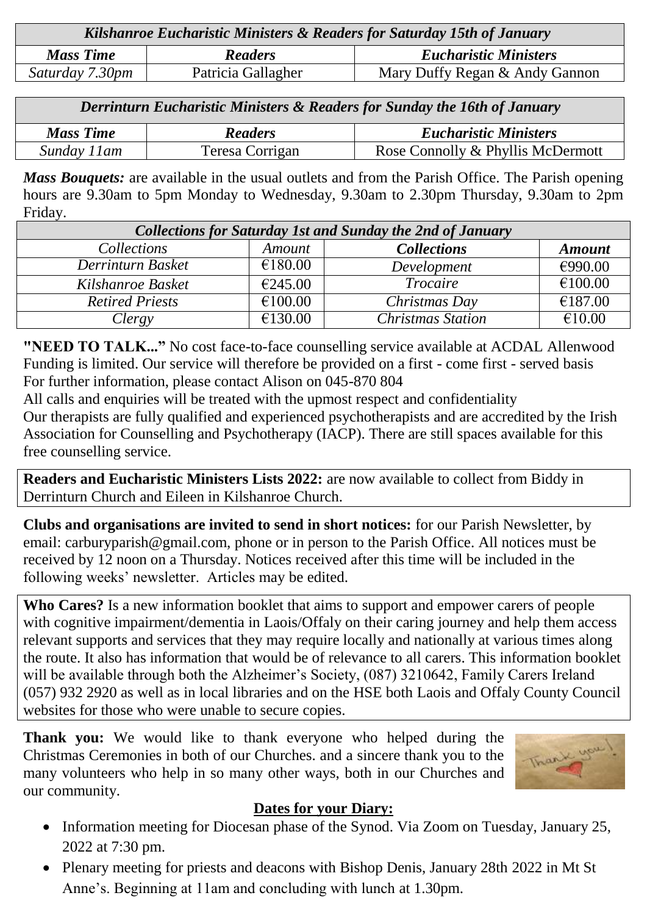| *Kilshanroe Eucharistic Ministers & Readers for Saturday 15th of January* | | |
|---|---|---|
| ***Mass Time*** | ***Readers*** | ***Eucharistic Ministers*** |
| *Saturday 7.30pm* | Patricia Gallagher | Mary Duffy Regan & Andy Gannon |

| *Derrinturn Eucharistic Ministers & Readers for Sunday the 16th of January* | | |
|---|---|---|
| ***Mass Time*** | ***Readers*** | ***Eucharistic Ministers*** |
| *Sunday 11am* | Teresa Corrigan | Rose Connolly & Phyllis McDermott |

***Mass Bouquets:*** are available in the usual outlets and from the Parish Office. The Parish opening hours are 9.30am to 5pm Monday to Wednesday, 9.30am to 2.30pm Thursday, 9.30am to 2pm Friday.

| *Collections for Saturday 1st and Sunday the 2nd of January* | | | |
|---|---|---|---|
| *Collections* | *Amount* | ***Collections*** | ***Amount*** |
| *Derrinturn Basket* | €180.00 | *Development* | €990.00 |
| *Kilshanroe Basket* | €245.00 | *Trocaire* | €100.00 |
| *Retired Priests* | €100.00 | *Christmas Day* | €187.00 |
| *Clergy* | €130.00 | *Christmas Station* | €10.00 |

**"NEED TO TALK..."** No cost face-to-face counselling service available at ACDAL Allenwood
Funding is limited. Our service will therefore be provided on a first - come first - served basis
For further information, please contact Alison on 045-870 804
All calls and enquiries will be treated with the upmost respect and confidentiality
Our therapists are fully qualified and experienced psychotherapists and are accredited by the Irish Association for Counselling and Psychotherapy (IACP). There are still spaces available for this free counselling service.

**Readers and Eucharistic Ministers Lists 2022:** are now available to collect from Biddy in Derrinturn Church and Eileen in Kilshanroe Church.

**Clubs and organisations are invited to send in short notices:** for our Parish Newsletter, by email: carburyparish@gmail.com, phone or in person to the Parish Office. All notices must be received by 12 noon on a Thursday. Notices received after this time will be included in the following weeks' newsletter. Articles may be edited.

**Who Cares?** Is a new information booklet that aims to support and empower carers of people with cognitive impairment/dementia in Laois/Offaly on their caring journey and help them access relevant supports and services that they may require locally and nationally at various times along the route. It also has information that would be of relevance to all carers. This information booklet will be available through both the Alzheimer's Society, (087) 3210642, Family Carers Ireland (057) 932 2920 as well as in local libraries and on the HSE both Laois and Offaly County Council websites for those who were unable to secure copies.

**Thank you:** We would like to thank everyone who helped during the Christmas Ceremonies in both of our Churches. and a sincere thank you to the many volunteers who help in so many other ways, both in our Churches and our community.

**<u>Dates for your Diary:</u>**

- Information meeting for Diocesan phase of the Synod. Via Zoom on Tuesday, January 25, 2022 at 7:30 pm.
- Plenary meeting for priests and deacons with Bishop Denis, January 28th 2022 in Mt St Anne's. Beginning at 11am and concluding with lunch at 1.30pm.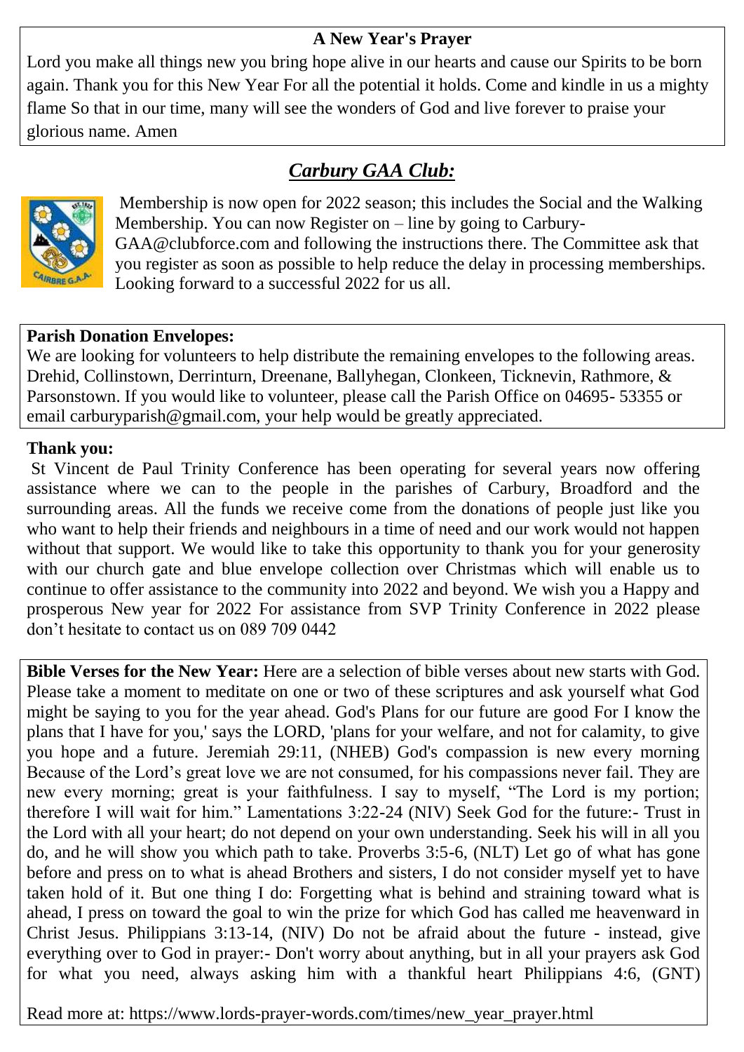**A New Year's Prayer**

Lord you make all things new you bring hope alive in our hearts and cause our Spirits to be born again. Thank you for this New Year For all the potential it holds. Come and kindle in us a mighty flame So that in our time, many will see the wonders of God and live forever to praise your glorious name. Amen

## *Carbury GAA Club:*

Membership is now open for 2022 season; this includes the Social and the Walking Membership. You can now Register on – line by going to Carbury-GAA@clubforce.com and following the instructions there. The Committee ask that you register as soon as possible to help reduce the delay in processing memberships. Looking forward to a successful 2022 for us all.

**Parish Donation Envelopes:**

We are looking for volunteers to help distribute the remaining envelopes to the following areas. Drehid, Collinstown, Derrinturn, Dreenane, Ballyhegan, Clonkeen, Ticknevin, Rathmore, & Parsonstown. If you would like to volunteer, please call the Parish Office on 04695- 53355 or email carburyparish@gmail.com, your help would be greatly appreciated.

**Thank you:**

St Vincent de Paul Trinity Conference has been operating for several years now offering assistance where we can to the people in the parishes of Carbury, Broadford and the surrounding areas. All the funds we receive come from the donations of people just like you who want to help their friends and neighbours in a time of need and our work would not happen without that support. We would like to take this opportunity to thank you for your generosity with our church gate and blue envelope collection over Christmas which will enable us to continue to offer assistance to the community into 2022 and beyond. We wish you a Happy and prosperous New year for 2022 For assistance from SVP Trinity Conference in 2022 please don't hesitate to contact us on 089 709 0442

**Bible Verses for the New Year:** Here are a selection of bible verses about new starts with God. Please take a moment to meditate on one or two of these scriptures and ask yourself what God might be saying to you for the year ahead. God's Plans for our future are good For I know the plans that I have for you,' says the LORD, 'plans for your welfare, and not for calamity, to give you hope and a future. Jeremiah 29:11, (NHEB) God's compassion is new every morning Because of the Lord's great love we are not consumed, for his compassions never fail. They are new every morning; great is your faithfulness. I say to myself, "The Lord is my portion; therefore I will wait for him." Lamentations 3:22-24 (NIV) Seek God for the future:- Trust in the Lord with all your heart; do not depend on your own understanding. Seek his will in all you do, and he will show you which path to take. Proverbs 3:5-6, (NLT) Let go of what has gone before and press on to what is ahead Brothers and sisters, I do not consider myself yet to have taken hold of it. But one thing I do: Forgetting what is behind and straining toward what is ahead, I press on toward the goal to win the prize for which God has called me heavenward in Christ Jesus. Philippians 3:13-14, (NIV) Do not be afraid about the future - instead, give everything over to God in prayer:- Don't worry about anything, but in all your prayers ask God for what you need, always asking him with a thankful heart Philippians 4:6, (GNT)

Read more at: https://www.lords-prayer-words.com/times/new_year_prayer.html